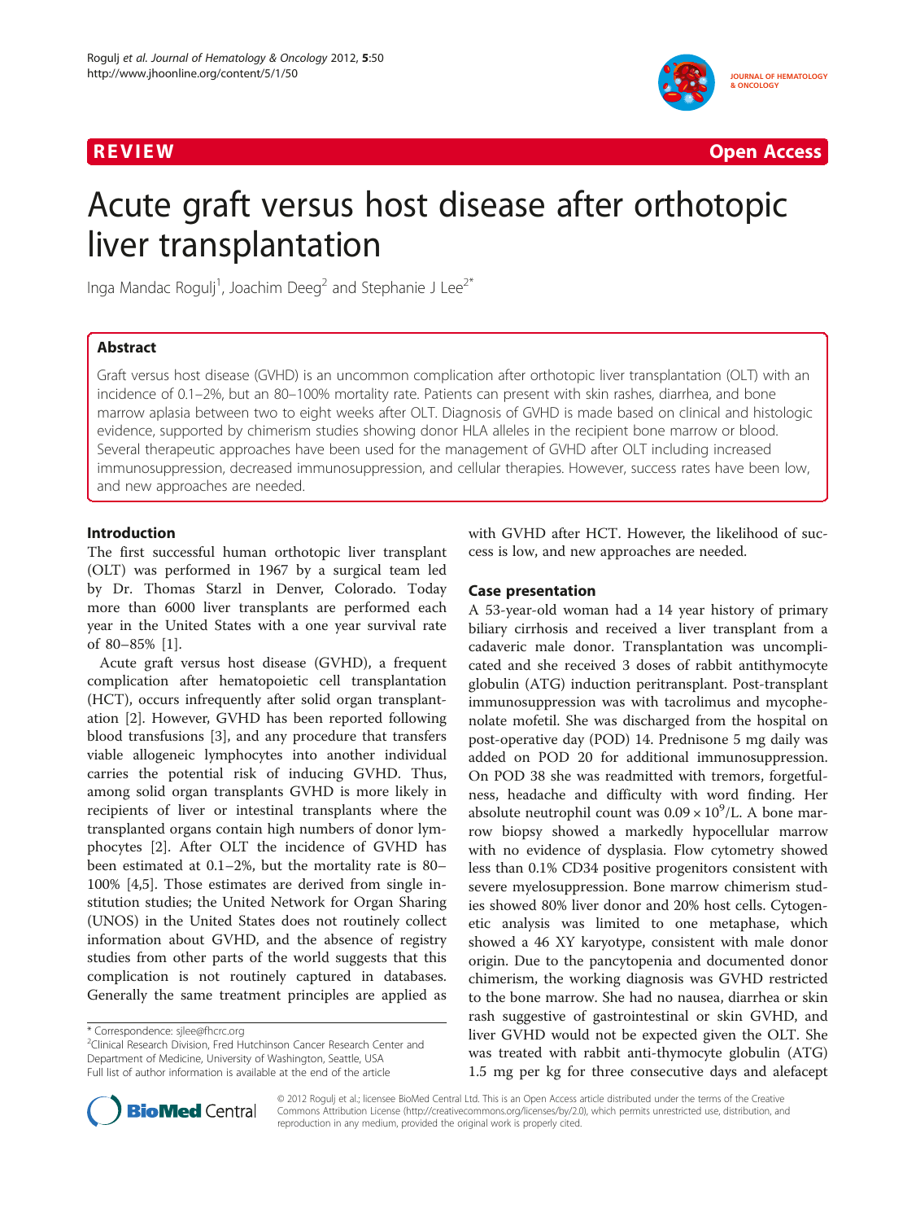REVIEW Open Access

# Acute graft versus host disease after orthotopic liver transplantation

Inga Mandac Rogulj[1], Joachim Deeg[2] and Stephanie J Lee[2*]

## Abstract

Graft versus host disease (GVHD) is an uncommon complication after orthotopic liver transplantation (OLT) with an incidence of 0.1–2%, but an 80–100% mortality rate. Patients can present with skin rashes, diarrhea, and bone marrow aplasia between two to eight weeks after OLT. Diagnosis of GVHD is made based on clinical and histologic evidence, supported by chimerism studies showing donor HLA alleles in the recipient bone marrow or blood. Several therapeutic approaches have been used for the management of GVHD after OLT including increased immunosuppression, decreased immunosuppression, and cellular therapies. However, success rates have been low, and new approaches are needed.

## Introduction

The first successful human orthotopic liver transplant (OLT) was performed in 1967 by a surgical team led by Dr. Thomas Starzl in Denver, Colorado. Today more than 6000 liver transplants are performed each year in the United States with a one year survival rate of 80–85% [1].

Acute graft versus host disease (GVHD), a frequent complication after hematopoietic cell transplantation (HCT), occurs infrequently after solid organ transplantation [2]. However, GVHD has been reported following blood transfusions [3], and any procedure that transfers viable allogeneic lymphocytes into another individual carries the potential risk of inducing GVHD. Thus, among solid organ transplants GVHD is more likely in recipients of liver or intestinal transplants where the transplanted organs contain high numbers of donor lymphocytes [2]. After OLT the incidence of GVHD has been estimated at 0.1–2%, but the mortality rate is 80–100% [4,5]. Those estimates are derived from single institution studies; the United Network for Organ Sharing (UNOS) in the United States does not routinely collect information about GVHD, and the absence of registry studies from other parts of the world suggests that this complication is not routinely captured in databases. Generally the same treatment principles are applied as with GVHD after HCT. However, the likelihood of success is low, and new approaches are needed.

## Case presentation

A 53-year-old woman had a 14 year history of primary biliary cirrhosis and received a liver transplant from a cadaveric male donor. Transplantation was uncomplicated and she received 3 doses of rabbit antithymocyte globulin (ATG) induction peritransplant. Post-transplant immunosuppression was with tacrolimus and mycophenolate mofetil. She was discharged from the hospital on post-operative day (POD) 14. Prednisone 5 mg daily was added on POD 20 for additional immunosuppression. On POD 38 she was readmitted with tremors, forgetfulness, headache and difficulty with word finding. Her absolute neutrophil count was $0.09 \times 10^9$/L. A bone marrow biopsy showed a markedly hypocellular marrow with no evidence of dysplasia. Flow cytometry showed less than 0.1% CD34 positive progenitors consistent with severe myelosuppression. Bone marrow chimerism studies showed 80% liver donor and 20% host cells. Cytogenetic analysis was limited to one metaphase, which showed a 46 XY karyotype, consistent with male donor origin. Due to the pancytopenia and documented donor chimerism, the working diagnosis was GVHD restricted to the bone marrow. She had no nausea, diarrhea or skin rash suggestive of gastrointestinal or skin GVHD, and liver GVHD would not be expected given the OLT. She was treated with rabbit anti-thymocyte globulin (ATG) 1.5 mg per kg for three consecutive days and alefacept

\* Correspondence: sjlee@fhcrc.org
[2]Clinical Research Division, Fred Hutchinson Cancer Research Center and Department of Medicine, University of Washington, Seattle, USA
Full list of author information is available at the end of the article

© 2012 Rogulj et al.; licensee BioMed Central Ltd. This is an Open Access article distributed under the terms of the Creative Commons Attribution License (http://creativecommons.org/licenses/by/2.0), which permits unrestricted use, distribution, and reproduction in any medium, provided the original work is properly cited.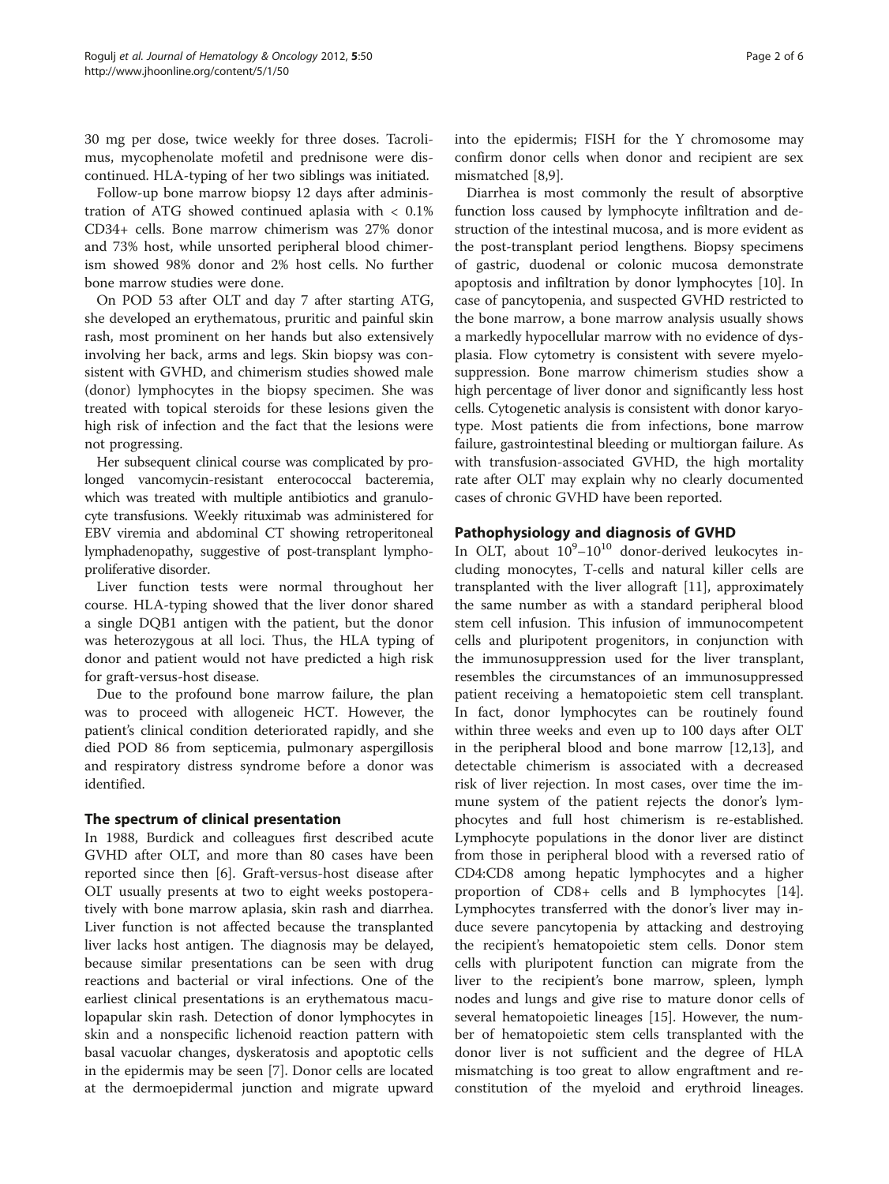30 mg per dose, twice weekly for three doses. Tacrolimus, mycophenolate mofetil and prednisone were discontinued. HLA-typing of her two siblings was initiated.

Follow-up bone marrow biopsy 12 days after administration of ATG showed continued aplasia with < 0.1% CD34+ cells. Bone marrow chimerism was 27% donor and 73% host, while unsorted peripheral blood chimerism showed 98% donor and 2% host cells. No further bone marrow studies were done.

On POD 53 after OLT and day 7 after starting ATG, she developed an erythematous, pruritic and painful skin rash, most prominent on her hands but also extensively involving her back, arms and legs. Skin biopsy was consistent with GVHD, and chimerism studies showed male (donor) lymphocytes in the biopsy specimen. She was treated with topical steroids for these lesions given the high risk of infection and the fact that the lesions were not progressing.

Her subsequent clinical course was complicated by prolonged vancomycin-resistant enterococcal bacteremia, which was treated with multiple antibiotics and granulocyte transfusions. Weekly rituximab was administered for EBV viremia and abdominal CT showing retroperitoneal lymphadenopathy, suggestive of post-transplant lymphoproliferative disorder.

Liver function tests were normal throughout her course. HLA-typing showed that the liver donor shared a single DQB1 antigen with the patient, but the donor was heterozygous at all loci. Thus, the HLA typing of donor and patient would not have predicted a high risk for graft-versus-host disease.

Due to the profound bone marrow failure, the plan was to proceed with allogeneic HCT. However, the patient's clinical condition deteriorated rapidly, and she died POD 86 from septicemia, pulmonary aspergillosis and respiratory distress syndrome before a donor was identified.

## The spectrum of clinical presentation

In 1988, Burdick and colleagues first described acute GVHD after OLT, and more than 80 cases have been reported since then [6]. Graft-versus-host disease after OLT usually presents at two to eight weeks postoperatively with bone marrow aplasia, skin rash and diarrhea. Liver function is not affected because the transplanted liver lacks host antigen. The diagnosis may be delayed, because similar presentations can be seen with drug reactions and bacterial or viral infections. One of the earliest clinical presentations is an erythematous maculopapular skin rash. Detection of donor lymphocytes in skin and a nonspecific lichenoid reaction pattern with basal vacuolar changes, dyskeratosis and apoptotic cells in the epidermis may be seen [7]. Donor cells are located at the dermoepidermal junction and migrate upward into the epidermis; FISH for the Y chromosome may confirm donor cells when donor and recipient are sex mismatched [8,9].

Diarrhea is most commonly the result of absorptive function loss caused by lymphocyte infiltration and destruction of the intestinal mucosa, and is more evident as the post-transplant period lengthens. Biopsy specimens of gastric, duodenal or colonic mucosa demonstrate apoptosis and infiltration by donor lymphocytes [10]. In case of pancytopenia, and suspected GVHD restricted to the bone marrow, a bone marrow analysis usually shows a markedly hypocellular marrow with no evidence of dysplasia. Flow cytometry is consistent with severe myelosuppression. Bone marrow chimerism studies show a high percentage of liver donor and significantly less host cells. Cytogenetic analysis is consistent with donor karyotype. Most patients die from infections, bone marrow failure, gastrointestinal bleeding or multiorgan failure. As with transfusion-associated GVHD, the high mortality rate after OLT may explain why no clearly documented cases of chronic GVHD have been reported.

## Pathophysiology and diagnosis of GVHD

In OLT, about $10^9$–$10^{10}$ donor-derived leukocytes including monocytes, T-cells and natural killer cells are transplanted with the liver allograft [11], approximately the same number as with a standard peripheral blood stem cell infusion. This infusion of immunocompetent cells and pluripotent progenitors, in conjunction with the immunosuppression used for the liver transplant, resembles the circumstances of an immunosuppressed patient receiving a hematopoietic stem cell transplant. In fact, donor lymphocytes can be routinely found within three weeks and even up to 100 days after OLT in the peripheral blood and bone marrow [12,13], and detectable chimerism is associated with a decreased risk of liver rejection. In most cases, over time the immune system of the patient rejects the donor's lymphocytes and full host chimerism is re-established. Lymphocyte populations in the donor liver are distinct from those in peripheral blood with a reversed ratio of CD4:CD8 among hepatic lymphocytes and a higher proportion of CD8+ cells and B lymphocytes [14]. Lymphocytes transferred with the donor's liver may induce severe pancytopenia by attacking and destroying the recipient's hematopoietic stem cells. Donor stem cells with pluripotent function can migrate from the liver to the recipient's bone marrow, spleen, lymph nodes and lungs and give rise to mature donor cells of several hematopoietic lineages [15]. However, the number of hematopoietic stem cells transplanted with the donor liver is not sufficient and the degree of HLA mismatching is too great to allow engraftment and reconstitution of the myeloid and erythroid lineages.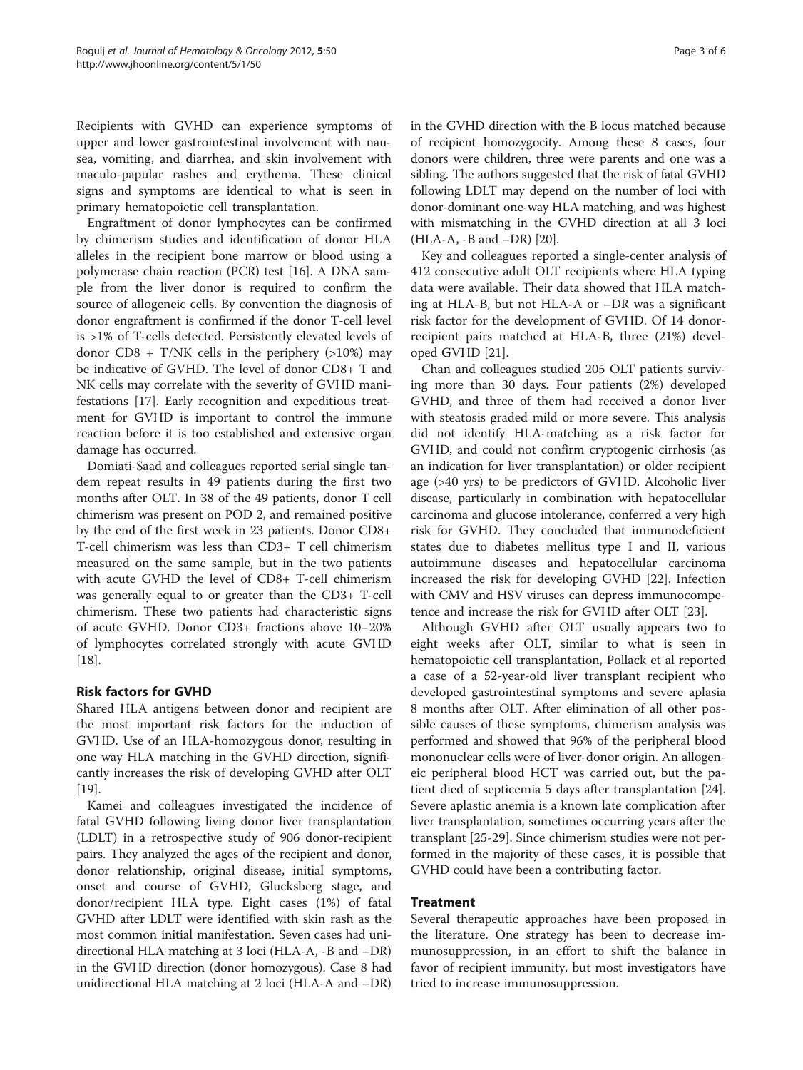Recipients with GVHD can experience symptoms of upper and lower gastrointestinal involvement with nausea, vomiting, and diarrhea, and skin involvement with maculo-papular rashes and erythema. These clinical signs and symptoms are identical to what is seen in primary hematopoietic cell transplantation.

Engraftment of donor lymphocytes can be confirmed by chimerism studies and identification of donor HLA alleles in the recipient bone marrow or blood using a polymerase chain reaction (PCR) test [16]. A DNA sample from the liver donor is required to confirm the source of allogeneic cells. By convention the diagnosis of donor engraftment is confirmed if the donor T-cell level is >1% of T-cells detected. Persistently elevated levels of donor CD8 + T/NK cells in the periphery (>10%) may be indicative of GVHD. The level of donor CD8+ T and NK cells may correlate with the severity of GVHD manifestations [17]. Early recognition and expeditious treatment for GVHD is important to control the immune reaction before it is too established and extensive organ damage has occurred.

Domiati-Saad and colleagues reported serial single tandem repeat results in 49 patients during the first two months after OLT. In 38 of the 49 patients, donor T cell chimerism was present on POD 2, and remained positive by the end of the first week in 23 patients. Donor CD8+ T-cell chimerism was less than CD3+ T cell chimerism measured on the same sample, but in the two patients with acute GVHD the level of CD8+ T-cell chimerism was generally equal to or greater than the CD3+ T-cell chimerism. These two patients had characteristic signs of acute GVHD. Donor CD3+ fractions above 10–20% of lymphocytes correlated strongly with acute GVHD [18].

## Risk factors for GVHD

Shared HLA antigens between donor and recipient are the most important risk factors for the induction of GVHD. Use of an HLA-homozygous donor, resulting in one way HLA matching in the GVHD direction, significantly increases the risk of developing GVHD after OLT [19].

Kamei and colleagues investigated the incidence of fatal GVHD following living donor liver transplantation (LDLT) in a retrospective study of 906 donor-recipient pairs. They analyzed the ages of the recipient and donor, donor relationship, original disease, initial symptoms, onset and course of GVHD, Glucksberg stage, and donor/recipient HLA type. Eight cases (1%) of fatal GVHD after LDLT were identified with skin rash as the most common initial manifestation. Seven cases had unidirectional HLA matching at 3 loci (HLA-A, -B and –DR) in the GVHD direction (donor homozygous). Case 8 had unidirectional HLA matching at 2 loci (HLA-A and –DR) in the GVHD direction with the B locus matched because of recipient homozygocity. Among these 8 cases, four donors were children, three were parents and one was a sibling. The authors suggested that the risk of fatal GVHD following LDLT may depend on the number of loci with donor-dominant one-way HLA matching, and was highest with mismatching in the GVHD direction at all 3 loci (HLA-A, -B and –DR) [20].

Key and colleagues reported a single-center analysis of 412 consecutive adult OLT recipients where HLA typing data were available. Their data showed that HLA matching at HLA-B, but not HLA-A or –DR was a significant risk factor for the development of GVHD. Of 14 donor-recipient pairs matched at HLA-B, three (21%) developed GVHD [21].

Chan and colleagues studied 205 OLT patients surviving more than 30 days. Four patients (2%) developed GVHD, and three of them had received a donor liver with steatosis graded mild or more severe. This analysis did not identify HLA-matching as a risk factor for GVHD, and could not confirm cryptogenic cirrhosis (as an indication for liver transplantation) or older recipient age (>40 yrs) to be predictors of GVHD. Alcoholic liver disease, particularly in combination with hepatocellular carcinoma and glucose intolerance, conferred a very high risk for GVHD. They concluded that immunodeficient states due to diabetes mellitus type I and II, various autoimmune diseases and hepatocellular carcinoma increased the risk for developing GVHD [22]. Infection with CMV and HSV viruses can depress immunocompetence and increase the risk for GVHD after OLT [23].

Although GVHD after OLT usually appears two to eight weeks after OLT, similar to what is seen in hematopoietic cell transplantation, Pollack et al reported a case of a 52-year-old liver transplant recipient who developed gastrointestinal symptoms and severe aplasia 8 months after OLT. After elimination of all other possible causes of these symptoms, chimerism analysis was performed and showed that 96% of the peripheral blood mononuclear cells were of liver-donor origin. An allogeneic peripheral blood HCT was carried out, but the patient died of septicemia 5 days after transplantation [24]. Severe aplastic anemia is a known late complication after liver transplantation, sometimes occurring years after the transplant [25-29]. Since chimerism studies were not performed in the majority of these cases, it is possible that GVHD could have been a contributing factor.

## Treatment

Several therapeutic approaches have been proposed in the literature. One strategy has been to decrease immunosuppression, in an effort to shift the balance in favor of recipient immunity, but most investigators have tried to increase immunosuppression.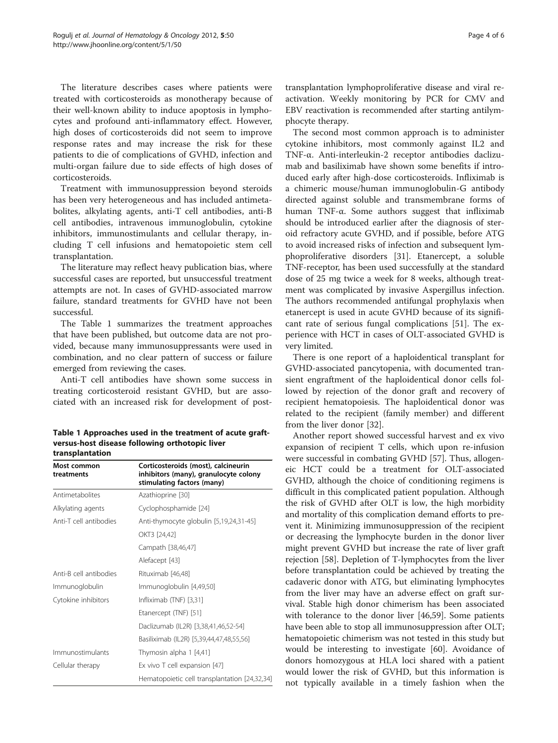The literature describes cases where patients were treated with corticosteroids as monotherapy because of their well-known ability to induce apoptosis in lymphocytes and profound anti-inflammatory effect. However, high doses of corticosteroids did not seem to improve response rates and may increase the risk for these patients to die of complications of GVHD, infection and multi-organ failure due to side effects of high doses of corticosteroids.

Treatment with immunosuppression beyond steroids has been very heterogeneous and has included antimetabolites, alkylating agents, anti-T cell antibodies, anti-B cell antibodies, intravenous immunoglobulin, cytokine inhibitors, immunostimulants and cellular therapy, including T cell infusions and hematopoietic stem cell transplantation.

The literature may reflect heavy publication bias, where successful cases are reported, but unsuccessful treatment attempts are not. In cases of GVHD-associated marrow failure, standard treatments for GVHD have not been successful.

The Table 1 summarizes the treatment approaches that have been published, but outcome data are not provided, because many immunosuppressants were used in combination, and no clear pattern of success or failure emerged from reviewing the cases.

Anti-T cell antibodies have shown some success in treating corticosteroid resistant GVHD, but are associated with an increased risk for development of post-transplantation lymphoproliferative disease and viral reactivation. Weekly monitoring by PCR for CMV and EBV reactivation is recommended after starting antilymphocyte therapy.

**Table 1 Approaches used in the treatment of acute graft-versus-host disease following orthotopic liver transplantation**

| Most common treatments | Corticosteroids (most), calcineurin inhibitors (many), granulocyte colony stimulating factors (many) |
|---|---|
| Antimetabolites | Azathioprine [30] |
| Alkylating agents | Cyclophosphamide [24] |
| Anti-T cell antibodies | Anti-thymocyte globulin [5,19,24,31-45] |
| | OKT3 [24,42] |
| | Campath [38,46,47] |
| | Alefacept [43] |
| Anti-B cell antibodies | Rituximab [46,48] |
| Immunoglobulin | Immunoglobulin [4,49,50] |
| Cytokine inhibitors | Infliximab (TNF) [3,31] |
| | Etanercept (TNF) [51] |
| | Daclizumab (IL2R) [3,38,41,46,52-54] |
| | Basiliximab (IL2R) [5,39,44,47,48,55,56] |
| Immunostimulants | Thymosin alpha 1 [4,41] |
| Cellular therapy | Ex vivo T cell expansion [47] |
| | Hematopoietic cell transplantation [24,32,34] |

The second most common approach is to administer cytokine inhibitors, most commonly against IL2 and TNF-α. Anti-interleukin-2 receptor antibodies daclizumab and basiliximab have shown some benefits if introduced early after high-dose corticosteroids. Infliximab is a chimeric mouse/human immunoglobulin-G antibody directed against soluble and transmembrane forms of human TNF-α. Some authors suggest that infliximab should be introduced earlier after the diagnosis of steroid refractory acute GVHD, and if possible, before ATG to avoid increased risks of infection and subsequent lymphoproliferative disorders [31]. Etanercept, a soluble TNF-receptor, has been used successfully at the standard dose of 25 mg twice a week for 8 weeks, although treatment was complicated by invasive Aspergillus infection. The authors recommended antifungal prophylaxis when etanercept is used in acute GVHD because of its significant rate of serious fungal complications [51]. The experience with HCT in cases of OLT-associated GVHD is very limited.

There is one report of a haploidentical transplant for GVHD-associated pancytopenia, with documented transient engraftment of the haploidentical donor cells followed by rejection of the donor graft and recovery of recipient hematopoiesis. The haploidentical donor was related to the recipient (family member) and different from the liver donor [32].

Another report showed successful harvest and ex vivo expansion of recipient T cells, which upon re-infusion were successful in combating GVHD [57]. Thus, allogeneic HCT could be a treatment for OLT-associated GVHD, although the choice of conditioning regimens is difficult in this complicated patient population. Although the risk of GVHD after OLT is low, the high morbidity and mortality of this complication demand efforts to prevent it. Minimizing immunosuppression of the recipient or decreasing the lymphocyte burden in the donor liver might prevent GVHD but increase the rate of liver graft rejection [58]. Depletion of T-lymphocytes from the liver before transplantation could be achieved by treating the cadaveric donor with ATG, but eliminating lymphocytes from the liver may have an adverse effect on graft survival. Stable high donor chimerism has been associated with tolerance to the donor liver [46,59]. Some patients have been able to stop all immunosuppression after OLT; hematopoietic chimerism was not tested in this study but would be interesting to investigate [60]. Avoidance of donors homozygous at HLA loci shared with a patient would lower the risk of GVHD, but this information is not typically available in a timely fashion when the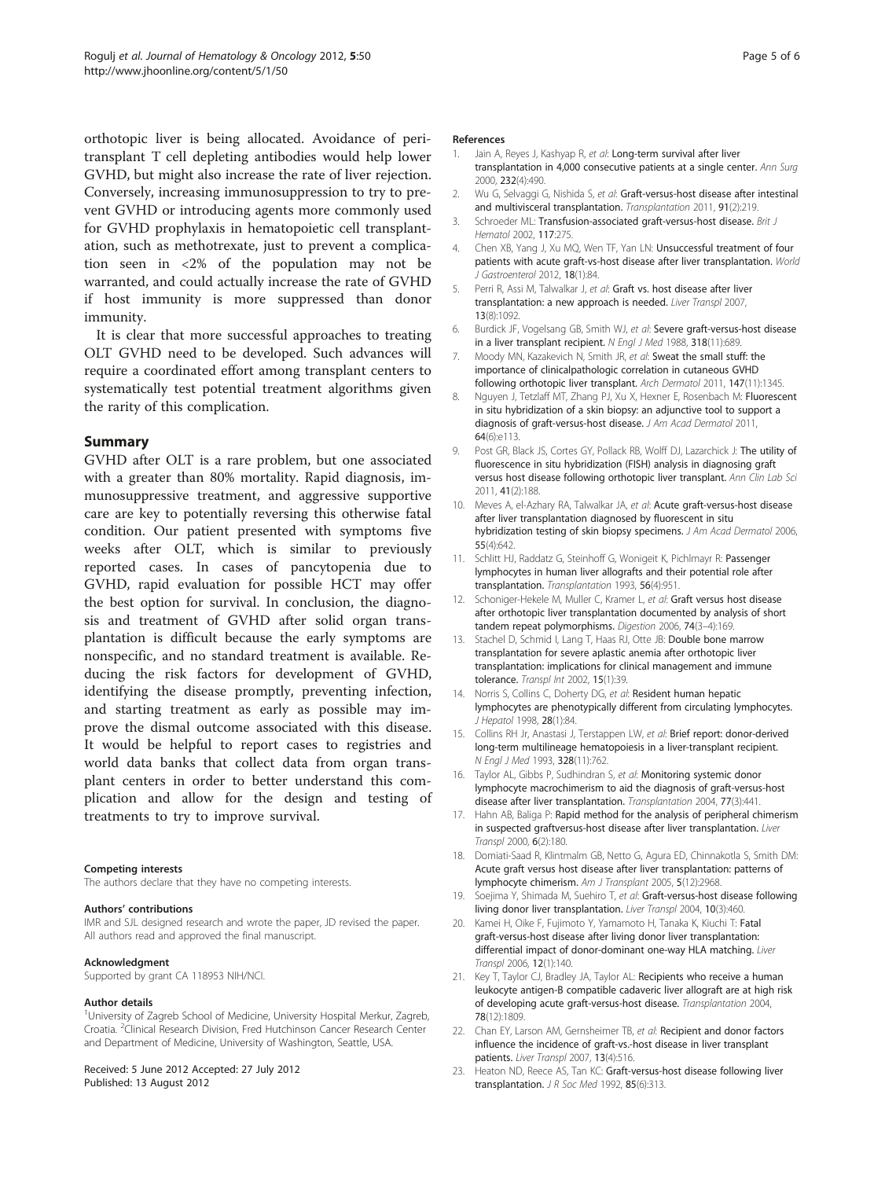orthotopic liver is being allocated. Avoidance of peritransplant T cell depleting antibodies would help lower GVHD, but might also increase the rate of liver rejection. Conversely, increasing immunosuppression to try to prevent GVHD or introducing agents more commonly used for GVHD prophylaxis in hematopoietic cell transplantation, such as methotrexate, just to prevent a complication seen in <2% of the population may not be warranted, and could actually increase the rate of GVHD if host immunity is more suppressed than donor immunity.

It is clear that more successful approaches to treating OLT GVHD need to be developed. Such advances will require a coordinated effort among transplant centers to systematically test potential treatment algorithms given the rarity of this complication.

## Summary

GVHD after OLT is a rare problem, but one associated with a greater than 80% mortality. Rapid diagnosis, immunosuppressive treatment, and aggressive supportive care are key to potentially reversing this otherwise fatal condition. Our patient presented with symptoms five weeks after OLT, which is similar to previously reported cases. In cases of pancytopenia due to GVHD, rapid evaluation for possible HCT may offer the best option for survival. In conclusion, the diagnosis and treatment of GVHD after solid organ transplantation is difficult because the early symptoms are nonspecific, and no standard treatment is available. Reducing the risk factors for development of GVHD, identifying the disease promptly, preventing infection, and starting treatment as early as possible may improve the dismal outcome associated with this disease. It would be helpful to report cases to registries and world data banks that collect data from organ transplant centers in order to better understand this complication and allow for the design and testing of treatments to try to improve survival.

#### Competing interests

The authors declare that they have no competing interests.

#### Authors' contributions

IMR and SJL designed research and wrote the paper, JD revised the paper. All authors read and approved the final manuscript.

#### Acknowledgment

Supported by grant CA 118953 NIH/NCI.

#### Author details

[1]University of Zagreb School of Medicine, University Hospital Merkur, Zagreb, Croatia. [2]Clinical Research Division, Fred Hutchinson Cancer Research Center and Department of Medicine, University of Washington, Seattle, USA.

Received: 5 June 2012 Accepted: 27 July 2012
Published: 13 August 2012

#### References

1. Jain A, Reyes J, Kashyap R, *et al*: **Long-term survival after liver transplantation in 4,000 consecutive patients at a single center.** *Ann Surg* 2000, **232**(4):490.
2. Wu G, Selvaggi G, Nishida S, *et al*: **Graft-versus-host disease after intestinal and multivisceral transplantation.** *Transplantation* 2011, **91**(2):219.
3. Schroeder ML: **Transfusion-associated graft-versus-host disease.** *Brit J Hematol* 2002, **117**:275.
4. Chen XB, Yang J, Xu MQ, Wen TF, Yan LN: **Unsuccessful treatment of four patients with acute graft-vs-host disease after liver transplantation.** *World J Gastroenterol* 2012, **18**(1):84.
5. Perri R, Assi M, Talwalkar J, *et al*: **Graft vs. host disease after liver transplantation: a new approach is needed.** *Liver Transpl* 2007, **13**(8):1092.
6. Burdick JF, Vogelsang GB, Smith WJ, *et al*: **Severe graft-versus-host disease in a liver transplant recipient.** *N Engl J Med* 1988, **318**(11):689.
7. Moody MN, Kazakevich N, Smith JR, *et al*: **Sweat the small stuff: the importance of clinicalpathologic correlation in cutaneous GVHD following orthotopic liver transplant.** *Arch Dermatol* 2011, **147**(11):1345.
8. Nguyen J, Tetzlaff MT, Zhang PJ, Xu X, Hexner E, Rosenbach M: **Fluorescent in situ hybridization of a skin biopsy: an adjunctive tool to support a diagnosis of graft-versus-host disease.** *J Am Acad Dermatol* 2011, **64**(6):e113.
9. Post GR, Black JS, Cortes GY, Pollack RB, Wolff DJ, Lazarchick J: **The utility of fluorescence in situ hybridization (FISH) analysis in diagnosing graft versus host disease following orthotopic liver transplant.** *Ann Clin Lab Sci* 2011, **41**(2):188.
10. Meves A, el-Azhary RA, Talwalkar JA, *et al*: **Acute graft-versus-host disease after liver transplantation diagnosed by fluorescent in situ hybridization testing of skin biopsy specimens.** *J Am Acad Dermatol* 2006, **55**(4):642.
11. Schlitt HJ, Raddatz G, Steinhoff G, Wonigeit K, Pichlmayr R: **Passenger lymphocytes in human liver allografts and their potential role after transplantation.** *Transplantation* 1993, **56**(4):951.
12. Schoniger-Hekele M, Muller C, Kramer L, *et al*: **Graft versus host disease after orthotopic liver transplantation documented by analysis of short tandem repeat polymorphisms.** *Digestion* 2006, **74**(3–4):169.
13. Stachel D, Schmid I, Lang T, Haas RJ, Otte JB: **Double bone marrow transplantation for severe aplastic anemia after orthotopic liver transplantation: implications for clinical management and immune tolerance.** *Transpl Int* 2002, **15**(1):39.
14. Norris S, Collins C, Doherty DG, *et al*: **Resident human hepatic lymphocytes are phenotypically different from circulating lymphocytes.** *J Hepatol* 1998, **28**(1):84.
15. Collins RH Jr, Anastasi J, Terstappen LW, *et al*: **Brief report: donor-derived long-term multilineage hematopoiesis in a liver-transplant recipient.** *N Engl J Med* 1993, **328**(11):762.
16. Taylor AL, Gibbs P, Sudhindran S, *et al*: **Monitoring systemic donor lymphocyte macrochimerism to aid the diagnosis of graft-versus-host disease after liver transplantation.** *Transplantation* 2004, **77**(3):441.
17. Hahn AB, Baliga P: **Rapid method for the analysis of peripheral chimerism in suspected graftversus-host disease after liver transplantation.** *Liver Transpl* 2000, **6**(2):180.
18. Domiati-Saad R, Klintmalm GB, Netto G, Agura ED, Chinnakotla S, Smith DM: **Acute graft versus host disease after liver transplantation: patterns of lymphocyte chimerism.** *Am J Transplant* 2005, **5**(12):2968.
19. Soejima Y, Shimada M, Suehiro T, *et al*: **Graft-versus-host disease following living donor liver transplantation.** *Liver Transpl* 2004, **10**(3):460.
20. Kamei H, Oike F, Fujimoto Y, Yamamoto H, Tanaka K, Kiuchi T: **Fatal graft-versus-host disease after living donor liver transplantation: differential impact of donor-dominant one-way HLA matching.** *Liver Transpl* 2006, **12**(1):140.
21. Key T, Taylor CJ, Bradley JA, Taylor AL: **Recipients who receive a human leukocyte antigen-B compatible cadaveric liver allograft are at high risk of developing acute graft-versus-host disease.** *Transplantation* 2004, **78**(12):1809.
22. Chan EY, Larson AM, Gernsheimer TB, *et al*: **Recipient and donor factors influence the incidence of graft-vs.-host disease in liver transplant patients.** *Liver Transpl* 2007, **13**(4):516.
23. Heaton ND, Reece AS, Tan KC: **Graft-versus-host disease following liver transplantation.** *J R Soc Med* 1992, **85**(6):313.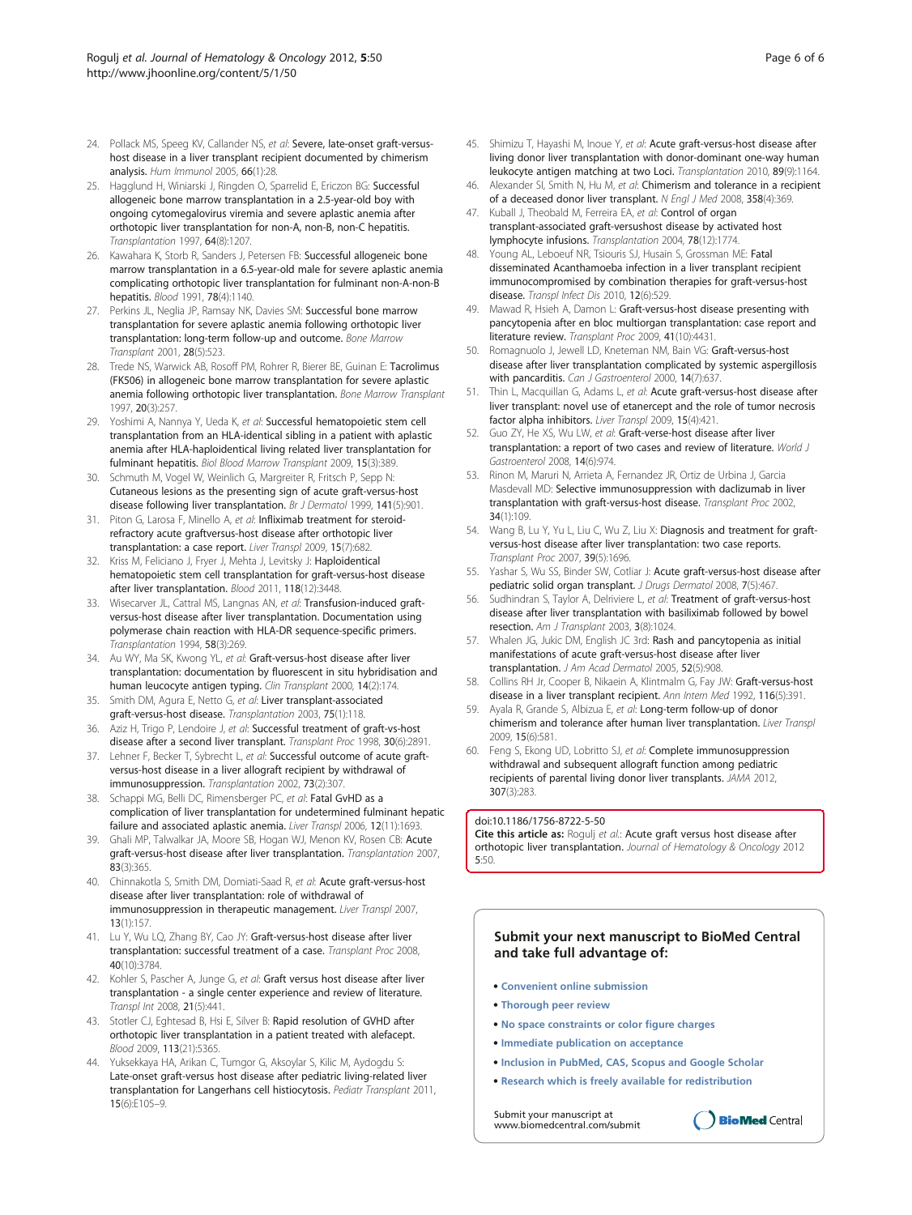24. Pollack MS, Speeg KV, Callander NS, *et al*: Severe, late-onset graft-versus-host disease in a liver transplant recipient documented by chimerism analysis. *Hum Immunol* 2005, **66**(1):28.
25. Hagglund H, Winiarski J, Ringden O, Sparrelid E, Ericzon BG: Successful allogeneic bone marrow transplantation in a 2.5-year-old boy with ongoing cytomegalovirus viremia and severe aplastic anemia after orthotopic liver transplantation for non-A, non-B, non-C hepatitis. *Transplantation* 1997, **64**(8):1207.
26. Kawahara K, Storb R, Sanders J, Petersen FB: Successful allogeneic bone marrow transplantation in a 6.5-year-old male for severe aplastic anemia complicating orthotopic liver transplantation for fulminant non-A-non-B hepatitis. *Blood* 1991, **78**(4):1140.
27. Perkins JL, Neglia JP, Ramsay NK, Davies SM: Successful bone marrow transplantation for severe aplastic anemia following orthotopic liver transplantation: long-term follow-up and outcome. *Bone Marrow Transplant* 2001, **28**(5):523.
28. Trede NS, Warwick AB, Rosoff PM, Rohrer R, Bierer BE, Guinan E: Tacrolimus (FK506) in allogeneic bone marrow transplantation for severe aplastic anemia following orthotopic liver transplantation. *Bone Marrow Transplant* 1997, **20**(3):257.
29. Yoshimi A, Nannya Y, Ueda K, *et al*: Successful hematopoietic stem cell transplantation from an HLA-identical sibling in a patient with aplastic anemia after HLA-haploidentical living related liver transplantation for fulminant hepatitis. *Biol Blood Marrow Transplant* 2009, **15**(3):389.
30. Schmuth M, Vogel W, Weinlich G, Margreiter R, Fritsch P, Sepp N: Cutaneous lesions as the presenting sign of acute graft-versus-host disease following liver transplantation. *Br J Dermatol* 1999, **141**(5):901.
31. Piton G, Larosa F, Minello A, *et al*: Infliximab treatment for steroid-refractory acute graftversus-host disease after orthotopic liver transplantation: a case report. *Liver Transpl* 2009, **15**(7):682.
32. Kriss M, Feliciano J, Fryer J, Mehta J, Levitsky J: Haploidentical hematopoietic stem cell transplantation for graft-versus-host disease after liver transplantation. *Blood* 2011, **118**(12):3448.
33. Wisecarver JL, Cattral MS, Langnas AN, *et al*: Transfusion-induced graft-versus-host disease after liver transplantation. Documentation using polymerase chain reaction with HLA-DR sequence-specific primers. *Transplantation* 1994, **58**(3):269.
34. Au WY, Ma SK, Kwong YL, *et al*: Graft-versus-host disease after liver transplantation: documentation by fluorescent in situ hybridisation and human leucocyte antigen typing. *Clin Transplant* 2000, **14**(2):174.
35. Smith DM, Agura E, Netto G, *et al*: Liver transplant-associated graft-versus-host disease. *Transplantation* 2003, **75**(1):118.
36. Aziz H, Trigo P, Lendoire J, *et al*: Successful treatment of graft-vs-host disease after a second liver transplant. *Transplant Proc* 1998, **30**(6):2891.
37. Lehner F, Becker T, Sybrecht L, *et al*: Successful outcome of acute graft-versus-host disease in a liver allograft recipient by withdrawal of immunosuppression. *Transplantation* 2002, **73**(2):307.
38. Schappi MG, Belli DC, Rimensberger PC, *et al*: Fatal GvHD as a complication of liver transplantation for undetermined fulminant hepatic failure and associated aplastic anemia. *Liver Transpl* 2006, **12**(11):1693.
39. Ghali MP, Talwalkar JA, Moore SB, Hogan WJ, Menon KV, Rosen CB: Acute graft-versus-host disease after liver transplantation. *Transplantation* 2007, **83**(3):365.
40. Chinnakotla S, Smith DM, Domiati-Saad R, *et al*: Acute graft-versus-host disease after liver transplantation: role of withdrawal of immunosuppression in therapeutic management. *Liver Transpl* 2007, **13**(1):157.
41. Lu Y, Wu LQ, Zhang BY, Cao JY: Graft-versus-host disease after liver transplantation: successful treatment of a case. *Transplant Proc* 2008, **40**(10):3784.
42. Kohler S, Pascher A, Junge G, *et al*: Graft versus host disease after liver transplantation - a single center experience and review of literature. *Transpl Int* 2008, **21**(5):441.
43. Stotler CJ, Eghtesad B, Hsi E, Silver B: Rapid resolution of GVHD after orthotopic liver transplantation in a patient treated with alefacept. *Blood* 2009, **113**(21):5365.
44. Yuksekkaya HA, Arikan C, Tumgor G, Aksoylar S, Kilic M, Aydogdu S: Late-onset graft-versus host disease after pediatric living-related liver transplantation for Langerhans cell histiocytosis. *Pediatr Transplant* 2011, **15**(6):E105–9.
45. Shimizu T, Hayashi M, Inoue Y, *et al*: Acute graft-versus-host disease after living donor liver transplantation with donor-dominant one-way human leukocyte antigen matching at two Loci. *Transplantation* 2010, **89**(9):1164.
46. Alexander SI, Smith N, Hu M, *et al*: Chimerism and tolerance in a recipient of a deceased donor liver transplant. *N Engl J Med* 2008, **358**(4):369.
47. Kuball J, Theobald M, Ferreira EA, *et al*: Control of organ transplant-associated graft-versushost disease by activated host lymphocyte infusions. *Transplantation* 2004, **78**(12):1774.
48. Young AL, Leboeuf NR, Tsiouris SJ, Husain S, Grossman ME: Fatal disseminated Acanthamoeba infection in a liver transplant recipient immunocompromised by combination therapies for graft-versus-host disease. *Transpl Infect Dis* 2010, **12**(6):529.
49. Mawad R, Hsieh A, Damon L: Graft-versus-host disease presenting with pancytopenia after en bloc multiorgan transplantation: case report and literature review. *Transplant Proc* 2009, **41**(10):4431.
50. Romagnuolo J, Jewell LD, Kneteman NM, Bain VG: Graft-versus-host disease after liver transplantation complicated by systemic aspergillosis with pancarditis. *Can J Gastroenterol* 2000, **14**(7):637.
51. Thin L, Macquillan G, Adams L, *et al*: Acute graft-versus-host disease after liver transplant: novel use of etanercept and the role of tumor necrosis factor alpha inhibitors. *Liver Transpl* 2009, **15**(4):421.
52. Guo ZY, He XS, Wu LW, *et al*: Graft-verse-host disease after liver transplantation: a report of two cases and review of literature. *World J Gastroenterol* 2008, **14**(6):974.
53. Rinon M, Maruri N, Arrieta A, Fernandez JR, Ortiz de Urbina J, Garcia Masdevall MD: Selective immunosuppression with daclizumab in liver transplantation with graft-versus-host disease. *Transplant Proc* 2002, **34**(1):109.
54. Wang B, Lu Y, Yu L, Liu C, Wu Z, Liu X: Diagnosis and treatment for graft-versus-host disease after liver transplantation: two case reports. *Transplant Proc* 2007, **39**(5):1696.
55. Yashar S, Wu SS, Binder SW, Cotliar J: Acute graft-versus-host disease after pediatric solid organ transplant. *J Drugs Dermatol* 2008, **7**(5):467.
56. Sudhindran S, Taylor A, Delriviere L, *et al*: Treatment of graft-versus-host disease after liver transplantation with basiliximab followed by bowel resection. *Am J Transplant* 2003, **3**(8):1024.
57. Whalen JG, Jukic DM, English JC 3rd: Rash and pancytopenia as initial manifestations of acute graft-versus-host disease after liver transplantation. *J Am Acad Dermatol* 2005, **52**(5):908.
58. Collins RH Jr, Cooper B, Nikaein A, Klintmalm G, Fay JW: Graft-versus-host disease in a liver transplant recipient. *Ann Intern Med* 1992, **116**(5):391.
59. Ayala R, Grande S, Albizua E, *et al*: Long-term follow-up of donor chimerism and tolerance after human liver transplantation. *Liver Transpl* 2009, **15**(6):581.
60. Feng S, Ekong UD, Lobritto SJ, *et al*: Complete immunosuppression withdrawal and subsequent allograft function among pediatric recipients of parental living donor liver transplants. *JAMA* 2012, **307**(3):283.

doi:10.1186/1756-8722-5-50

**Cite this article as:** Rogulj *et al.*: Acute graft versus host disease after orthotopic liver transplantation. *Journal of Hematology & Oncology* 2012 **5**:50.

**Submit your next manuscript to BioMed Central and take full advantage of:**

- **Convenient online submission**
- **Thorough peer review**
- **No space constraints or color figure charges**
- **Immediate publication on acceptance**
- **Inclusion in PubMed, CAS, Scopus and Google Scholar**
- **Research which is freely available for redistribution**

Submit your manuscript at www.biomedcentral.com/submit

BioMed Central